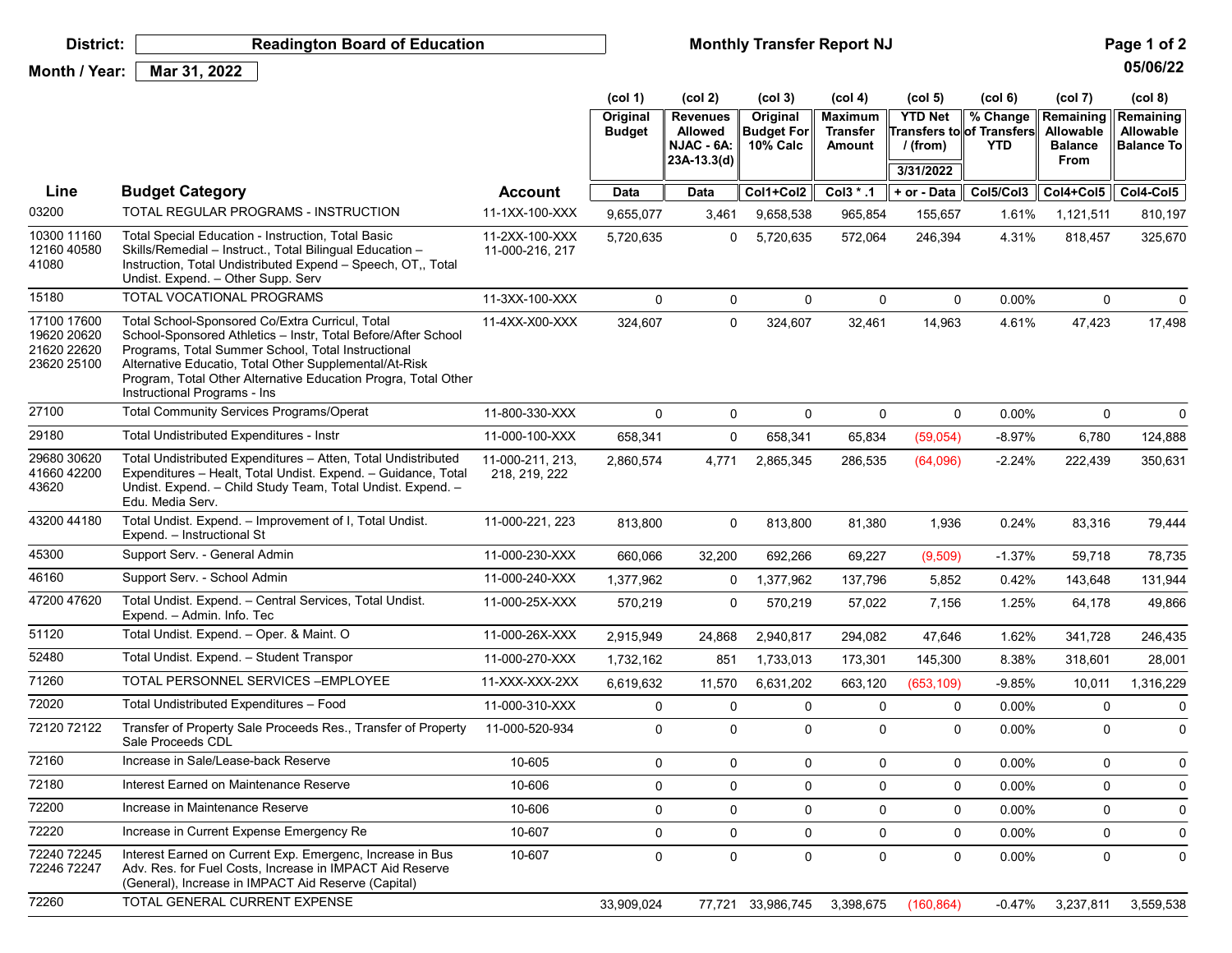**District:** Readington Board of Education

**Monthly Transfer Report NJ**

**Month / Year:** Mar 31, 2022

05/06/22

| Line | Budget Category | Account | (col 1) Original Budget | (col 2) Revenues Allowed NJAC - 6A: 23A-13.3(d) | (col 3) Original Budget For 10% Calc | (col 4) Maximum Transfer Amount | (col 5) YTD Net Transfers to / (from) 3/31/2022 | (col 6) % Change of Transfers YTD | (col 7) Remaining Allowable Balance From | (col 8) Remaining Allowable Balance To |
|---|---|---|---|---|---|---|---|---|---|---|
| | | | Data | Data | Col1+Col2 | Col3 * .1 | + or - Data | Col5/Col3 | Col4+Col5 | Col4-Col5 |
| 03200 | TOTAL REGULAR PROGRAMS - INSTRUCTION | 11-1XX-100-XXX | 9,655,077 | 3,461 | 9,658,538 | 965,854 | 155,657 | 1.61% | 1,121,511 | 810,197 |
| 10300 11160 12160 40580 41080 | Total Special Education - Instruction, Total Basic Skills/Remedial – Instruct., Total Bilingual Education – Instruction, Total Undistributed Expend – Speech, OT,, Total Undist. Expend. – Other Supp. Serv | 11-2XX-100-XXX 11-000-216, 217 | 5,720,635 | 0 | 5,720,635 | 572,064 | 246,394 | 4.31% | 818,457 | 325,670 |
| 15180 | TOTAL VOCATIONAL PROGRAMS | 11-3XX-100-XXX | 0 | 0 | 0 | 0 | 0 | 0.00% | 0 | 0 |
| 17100 17600 19620 20620 21620 22620 23620 25100 | Total School-Sponsored Co/Extra Curricul, Total School-Sponsored Athletics – Instr, Total Before/After School Programs, Total Summer School, Total Instructional Alternative Educatio, Total Other Supplemental/At-Risk Program, Total Other Alternative Education Progra, Total Other Instructional Programs - Ins | 11-4XX-X00-XXX | 324,607 | 0 | 324,607 | 32,461 | 14,963 | 4.61% | 47,423 | 17,498 |
| 27100 | Total Community Services Programs/Operat | 11-800-330-XXX | 0 | 0 | 0 | 0 | 0 | 0.00% | 0 | 0 |
| 29180 | Total Undistributed Expenditures - Instr | 11-000-100-XXX | 658,341 | 0 | 658,341 | 65,834 | (59,054) | -8.97% | 6,780 | 124,888 |
| 29680 30620 41660 42200 43620 | Total Undistributed Expenditures – Atten, Total Undistributed Expenditures – Healt, Total Undist. Expend. – Guidance, Total Undist. Expend. – Child Study Team, Total Undist. Expend. – Edu. Media Serv. | 11-000-211, 213, 218, 219, 222 | 2,860,574 | 4,771 | 2,865,345 | 286,535 | (64,096) | -2.24% | 222,439 | 350,631 |
| 43200 44180 | Total Undist. Expend. – Improvement of I, Total Undist. Expend. – Instructional St | 11-000-221, 223 | 813,800 | 0 | 813,800 | 81,380 | 1,936 | 0.24% | 83,316 | 79,444 |
| 45300 | Support Serv. - General Admin | 11-000-230-XXX | 660,066 | 32,200 | 692,266 | 69,227 | (9,509) | -1.37% | 59,718 | 78,735 |
| 46160 | Support Serv. - School Admin | 11-000-240-XXX | 1,377,962 | 0 | 1,377,962 | 137,796 | 5,852 | 0.42% | 143,648 | 131,944 |
| 47200 47620 | Total Undist. Expend. – Central Services, Total Undist. Expend. – Admin. Info. Tec | 11-000-25X-XXX | 570,219 | 0 | 570,219 | 57,022 | 7,156 | 1.25% | 64,178 | 49,866 |
| 51120 | Total Undist. Expend. – Oper. & Maint. O | 11-000-26X-XXX | 2,915,949 | 24,868 | 2,940,817 | 294,082 | 47,646 | 1.62% | 341,728 | 246,435 |
| 52480 | Total Undist. Expend. – Student Transpor | 11-000-270-XXX | 1,732,162 | 851 | 1,733,013 | 173,301 | 145,300 | 8.38% | 318,601 | 28,001 |
| 71260 | TOTAL PERSONNEL SERVICES –EMPLOYEE | 11-XXX-XXX-2XX | 6,619,632 | 11,570 | 6,631,202 | 663,120 | (653,109) | -9.85% | 10,011 | 1,316,229 |
| 72020 | Total Undistributed Expenditures – Food | 11-000-310-XXX | 0 | 0 | 0 | 0 | 0 | 0.00% | 0 | 0 |
| 72120 72122 | Transfer of Property Sale Proceeds Res., Transfer of Property Sale Proceeds CDL | 11-000-520-934 | 0 | 0 | 0 | 0 | 0 | 0.00% | 0 | 0 |
| 72160 | Increase in Sale/Lease-back Reserve | 10-605 | 0 | 0 | 0 | 0 | 0 | 0.00% | 0 | 0 |
| 72180 | Interest Earned on Maintenance Reserve | 10-606 | 0 | 0 | 0 | 0 | 0 | 0.00% | 0 | 0 |
| 72200 | Increase in Maintenance Reserve | 10-606 | 0 | 0 | 0 | 0 | 0 | 0.00% | 0 | 0 |
| 72220 | Increase in Current Expense Emergency Re | 10-607 | 0 | 0 | 0 | 0 | 0 | 0.00% | 0 | 0 |
| 72240 72245 72246 72247 | Interest Earned on Current Exp. Emergenc, Increase in Bus Adv. Res. for Fuel Costs, Increase in IMPACT Aid Reserve (General), Increase in IMPACT Aid Reserve (Capital) | 10-607 | 0 | 0 | 0 | 0 | 0 | 0.00% | 0 | 0 |
| 72260 | TOTAL GENERAL CURRENT EXPENSE | | 33,909,024 | 77,721 | 33,986,745 | 3,398,675 | (160,864) | -0.47% | 3,237,811 | 3,559,538 |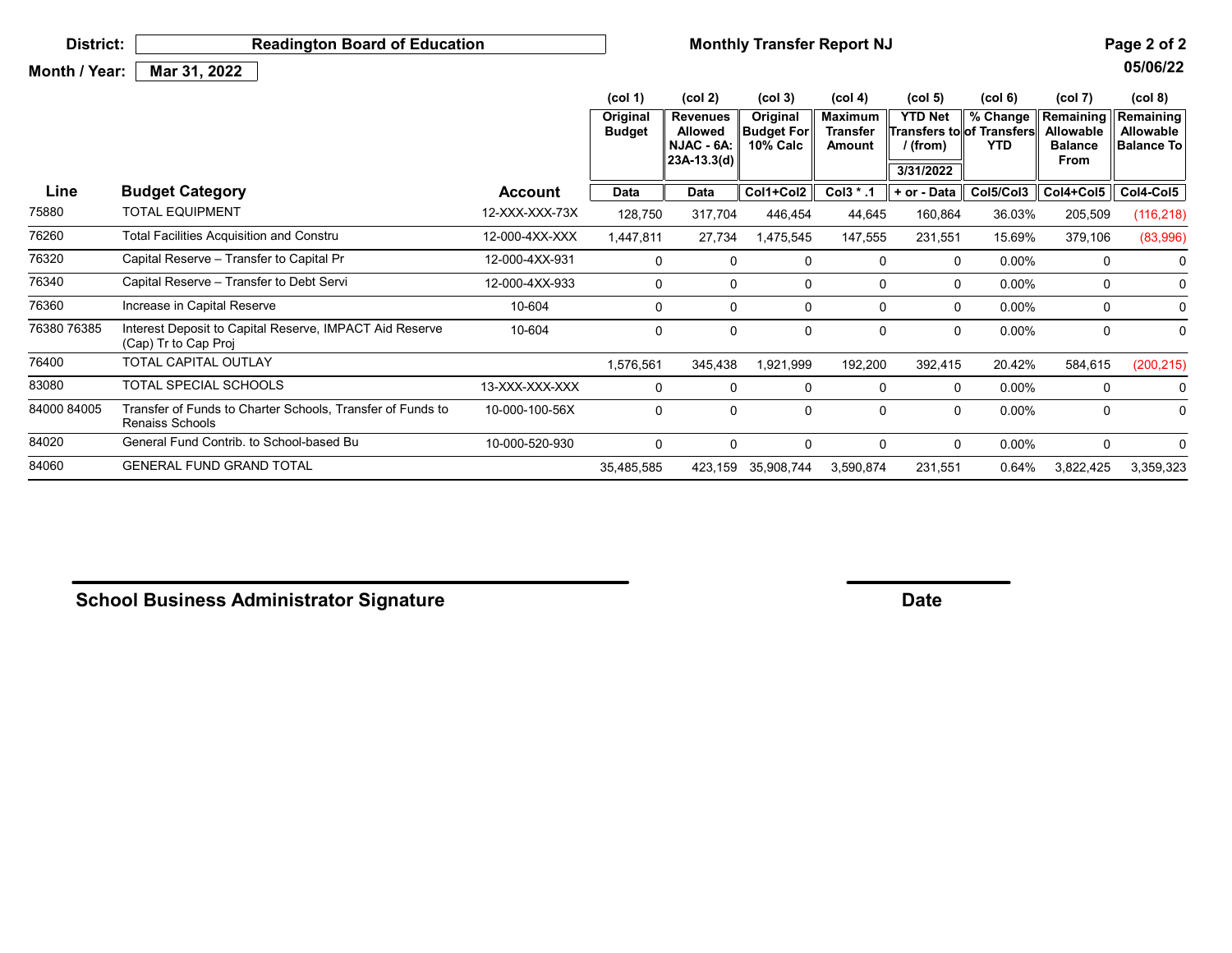**District:** Readington Board of Education

**Monthly Transfer Report NJ**

**Month / Year:** Mar 31, 2022

05/06/22

| Line | Budget Category | Account | (col 1) Original Budget | (col 2) Revenues Allowed NJAC - 6A: 23A-13.3(d) | (col 3) Original Budget For 10% Calc | (col 4) Maximum Transfer Amount | (col 5) YTD Net Transfers to / (from) 3/31/2022 | (col 6) % Change of Transfers YTD | (col 7) Remaining Allowable Balance From | (col 8) Remaining Allowable Balance To |
|---|---|---|---|---|---|---|---|---|---|---|
| | | | Data | Data | Col1+Col2 | Col3 * .1 | + or - Data | Col5/Col3 | Col4+Col5 | Col4-Col5 |
| 75880 | TOTAL EQUIPMENT | 12-XXX-XXX-73X | 128,750 | 317,704 | 446,454 | 44,645 | 160,864 | 36.03% | 205,509 | (116,218) |
| 76260 | Total Facilities Acquisition and Constru | 12-000-4XX-XXX | 1,447,811 | 27,734 | 1,475,545 | 147,555 | 231,551 | 15.69% | 379,106 | (83,996) |
| 76320 | Capital Reserve – Transfer to Capital Pr | 12-000-4XX-931 | 0 | 0 | 0 | 0 | 0 | 0.00% | 0 | 0 |
| 76340 | Capital Reserve – Transfer to Debt Servi | 12-000-4XX-933 | 0 | 0 | 0 | 0 | 0 | 0.00% | 0 | 0 |
| 76360 | Increase in Capital Reserve | 10-604 | 0 | 0 | 0 | 0 | 0 | 0.00% | 0 | 0 |
| 76380 76385 | Interest Deposit to Capital Reserve, IMPACT Aid Reserve (Cap) Tr to Cap Proj | 10-604 | 0 | 0 | 0 | 0 | 0 | 0.00% | 0 | 0 |
| 76400 | TOTAL CAPITAL OUTLAY | | 1,576,561 | 345,438 | 1,921,999 | 192,200 | 392,415 | 20.42% | 584,615 | (200,215) |
| 83080 | TOTAL SPECIAL SCHOOLS | 13-XXX-XXX-XXX | 0 | 0 | 0 | 0 | 0 | 0.00% | 0 | 0 |
| 84000 84005 | Transfer of Funds to Charter Schools, Transfer of Funds to Renaiss Schools | 10-000-100-56X | 0 | 0 | 0 | 0 | 0 | 0.00% | 0 | 0 |
| 84020 | General Fund Contrib. to School-based Bu | 10-000-520-930 | 0 | 0 | 0 | 0 | 0 | 0.00% | 0 | 0 |
| 84060 | GENERAL FUND GRAND TOTAL | | 35,485,585 | 423,159 | 35,908,744 | 3,590,874 | 231,551 | 0.64% | 3,822,425 | 3,359,323 |

**School Business Administrator Signature** ______________________

**Date** ______________________